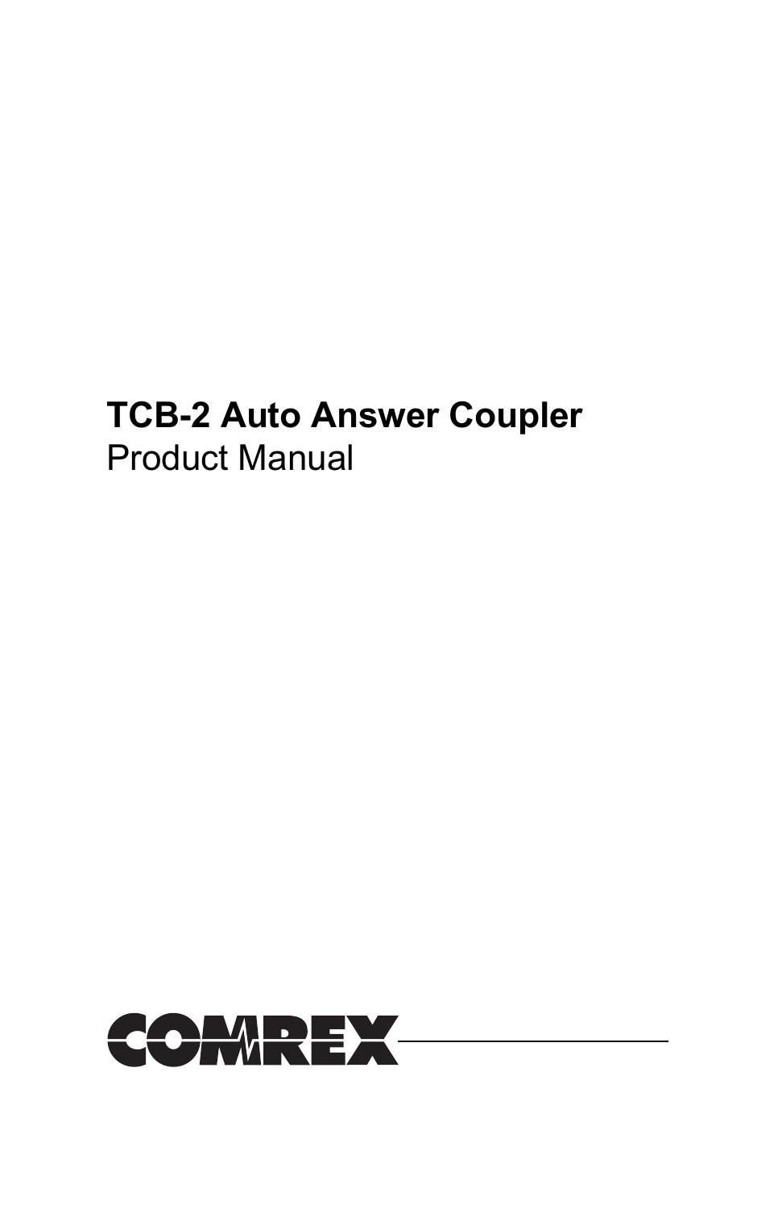# TCB-2 Auto Answer Coupler

Product Manual

COMREX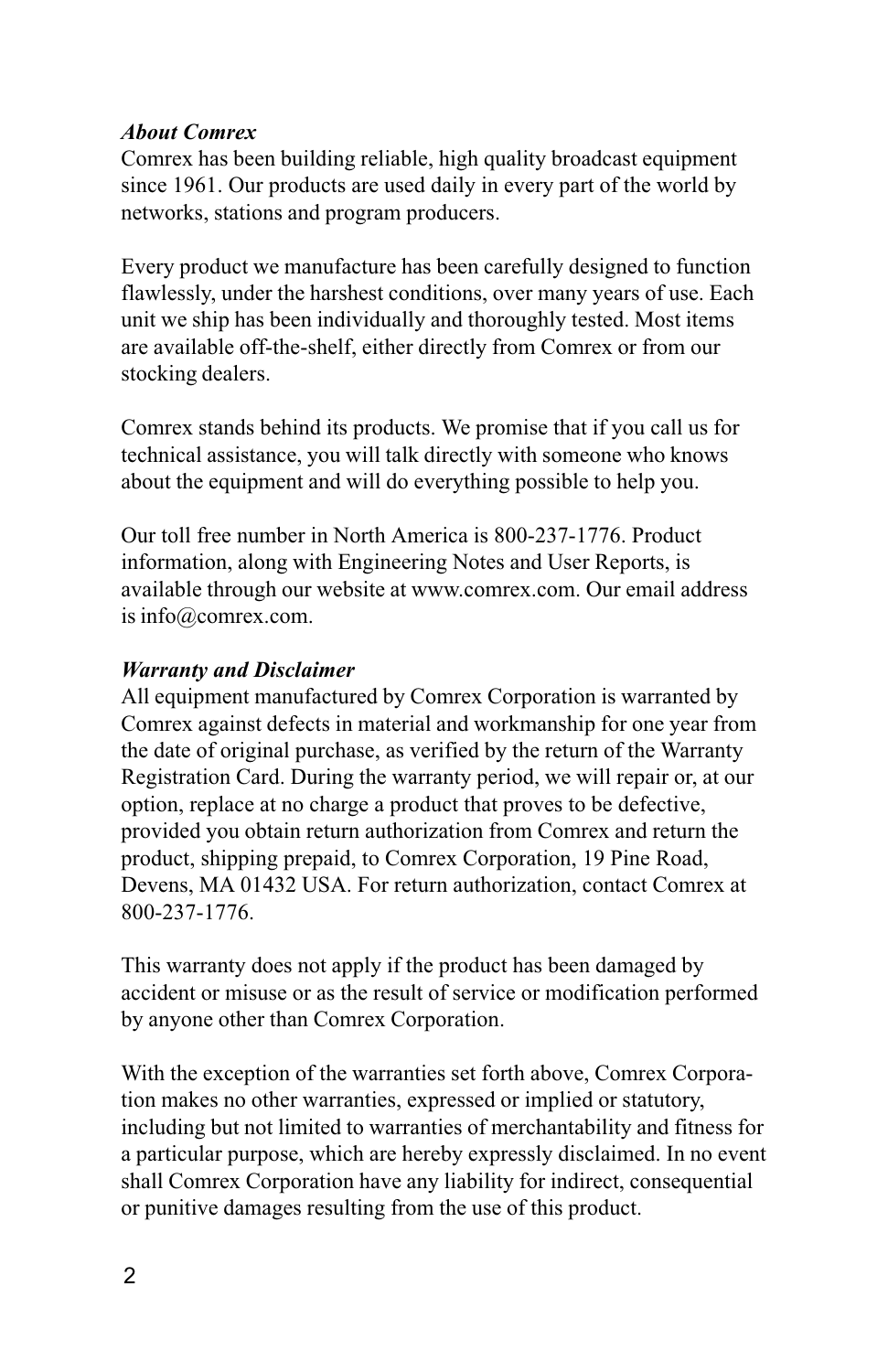***About Comrex***

Comrex has been building reliable, high quality broadcast equipment since 1961. Our products are used daily in every part of the world by networks, stations and program producers.

Every product we manufacture has been carefully designed to function flawlessly, under the harshest conditions, over many years of use. Each unit we ship has been individually and thoroughly tested. Most items are available off-the-shelf, either directly from Comrex or from our stocking dealers.

Comrex stands behind its products. We promise that if you call us for technical assistance, you will talk directly with someone who knows about the equipment and will do everything possible to help you.

Our toll free number in North America is 800-237-1776. Product information, along with Engineering Notes and User Reports, is available through our website at www.comrex.com. Our email address is info@comrex.com.

***Warranty and Disclaimer***

All equipment manufactured by Comrex Corporation is warranted by Comrex against defects in material and workmanship for one year from the date of original purchase, as verified by the return of the Warranty Registration Card. During the warranty period, we will repair or, at our option, replace at no charge a product that proves to be defective, provided you obtain return authorization from Comrex and return the product, shipping prepaid, to Comrex Corporation, 19 Pine Road, Devens, MA 01432 USA. For return authorization, contact Comrex at 800-237-1776.

This warranty does not apply if the product has been damaged by accident or misuse or as the result of service or modification performed by anyone other than Comrex Corporation.

With the exception of the warranties set forth above, Comrex Corporation makes no other warranties, expressed or implied or statutory, including but not limited to warranties of merchantability and fitness for a particular purpose, which are hereby expressly disclaimed. In no event shall Comrex Corporation have any liability for indirect, consequential or punitive damages resulting from the use of this product.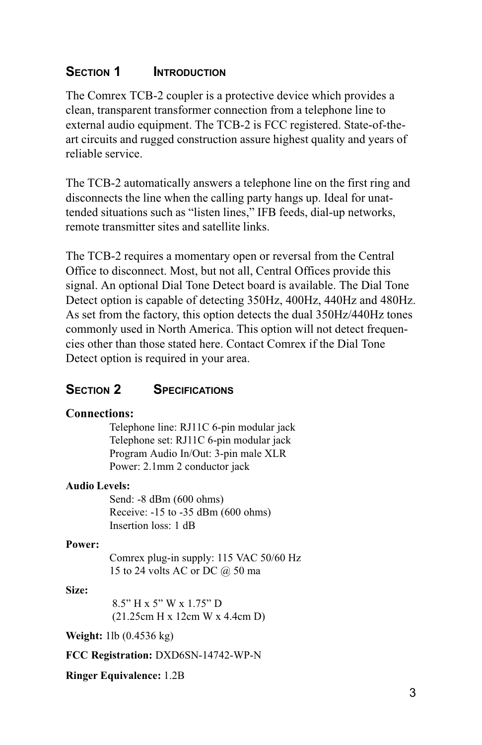## Section 1 Introduction

The Comrex TCB-2 coupler is a protective device which provides a clean, transparent transformer connection from a telephone line to external audio equipment. The TCB-2 is FCC registered. State-of-the-art circuits and rugged construction assure highest quality and years of reliable service.

The TCB-2 automatically answers a telephone line on the first ring and disconnects the line when the calling party hangs up. Ideal for unattended situations such as "listen lines," IFB feeds, dial-up networks, remote transmitter sites and satellite links.

The TCB-2 requires a momentary open or reversal from the Central Office to disconnect. Most, but not all, Central Offices provide this signal. An optional Dial Tone Detect board is available. The Dial Tone Detect option is capable of detecting 350Hz, 400Hz, 440Hz and 480Hz. As set from the factory, this option detects the dual 350Hz/440Hz tones commonly used in North America. This option will not detect frequencies other than those stated here. Contact Comrex if the Dial Tone Detect option is required in your area.

## Section 2 Specifications

**Connections:**

Telephone line: RJ11C 6-pin modular jack
Telephone set: RJ11C 6-pin modular jack
Program Audio In/Out: 3-pin male XLR
Power: 2.1mm 2 conductor jack

**Audio Levels:**

Send: -8 dBm (600 ohms)
Receive: -15 to -35 dBm (600 ohms)
Insertion loss: 1 dB

**Power:**

Comrex plug-in supply: 115 VAC 50/60 Hz
15 to 24 volts AC or DC @ 50 ma

**Size:**

8.5" H x 5" W x 1.75" D
(21.25cm H x 12cm W x 4.4cm D)

**Weight:** 1lb (0.4536 kg)

**FCC Registration:** DXD6SN-14742-WP-N

**Ringer Equivalence:** 1.2B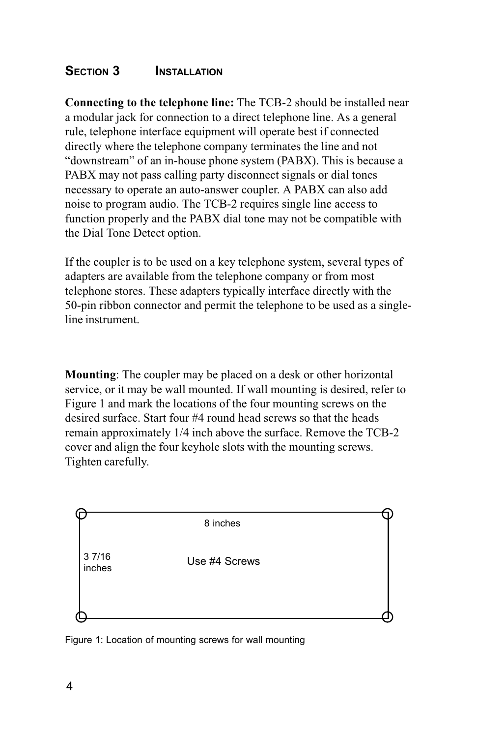## Section 3 Installation

**Connecting to the telephone line:** The TCB-2 should be installed near a modular jack for connection to a direct telephone line. As a general rule, telephone interface equipment will operate best if connected directly where the telephone company terminates the line and not "downstream" of an in-house phone system (PABX). This is because a PABX may not pass calling party disconnect signals or dial tones necessary to operate an auto-answer coupler. A PABX can also add noise to program audio. The TCB-2 requires single line access to function properly and the PABX dial tone may not be compatible with the Dial Tone Detect option.

If the coupler is to be used on a key telephone system, several types of adapters are available from the telephone company or from most telephone stores. These adapters typically interface directly with the 50-pin ribbon connector and permit the telephone to be used as a single-line instrument.

**Mounting**: The coupler may be placed on a desk or other horizontal service, or it may be wall mounted. If wall mounting is desired, refer to Figure 1 and mark the locations of the four mounting screws on the desired surface. Start four #4 round head screws so that the heads remain approximately 1/4 inch above the surface. Remove the TCB-2 cover and align the four keyhole slots with the mounting screws. Tighten carefully.

8 inches

3 7/16 inches

Use #4 Screws

Figure 1: Location of mounting screws for wall mounting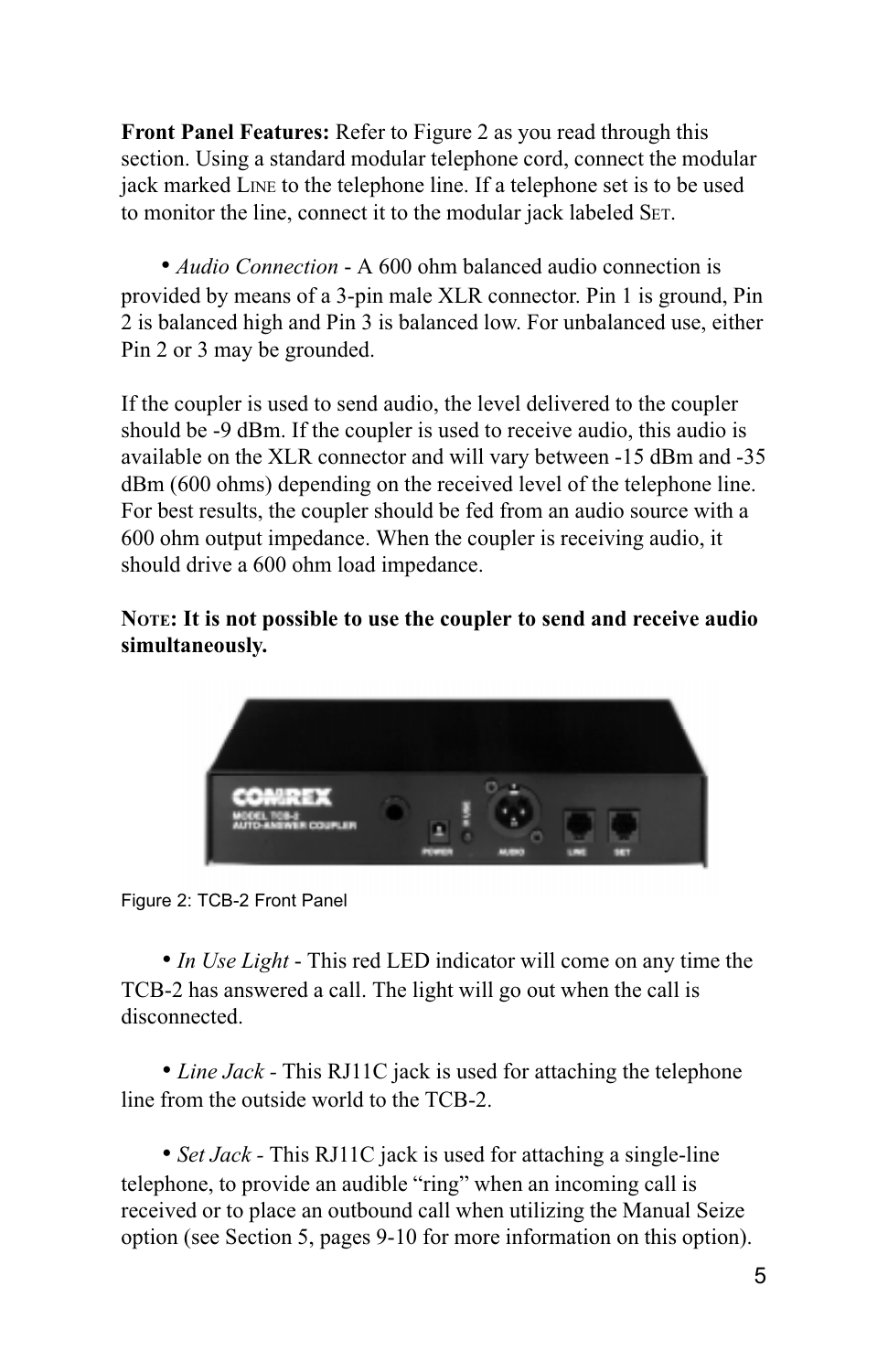**Front Panel Features:** Refer to Figure 2 as you read through this section. Using a standard modular telephone cord, connect the modular jack marked LINE to the telephone line. If a telephone set is to be used to monitor the line, connect it to the modular jack labeled SET.

• *Audio Connection* - A 600 ohm balanced audio connection is provided by means of a 3-pin male XLR connector. Pin 1 is ground, Pin 2 is balanced high and Pin 3 is balanced low. For unbalanced use, either Pin 2 or 3 may be grounded.

If the coupler is used to send audio, the level delivered to the coupler should be -9 dBm. If the coupler is used to receive audio, this audio is available on the XLR connector and will vary between -15 dBm and -35 dBm (600 ohms) depending on the received level of the telephone line. For best results, the coupler should be fed from an audio source with a 600 ohm output impedance. When the coupler is receiving audio, it should drive a 600 ohm load impedance.

**NOTE: It is not possible to use the coupler to send and receive audio simultaneously.**

Figure 2: TCB-2 Front Panel

• *In Use Light* - This red LED indicator will come on any time the TCB-2 has answered a call. The light will go out when the call is disconnected.

• *Line Jack* - This RJ11C jack is used for attaching the telephone line from the outside world to the TCB-2.

• *Set Jack* - This RJ11C jack is used for attaching a single-line telephone, to provide an audible "ring" when an incoming call is received or to place an outbound call when utilizing the Manual Seize option (see Section 5, pages 9-10 for more information on this option).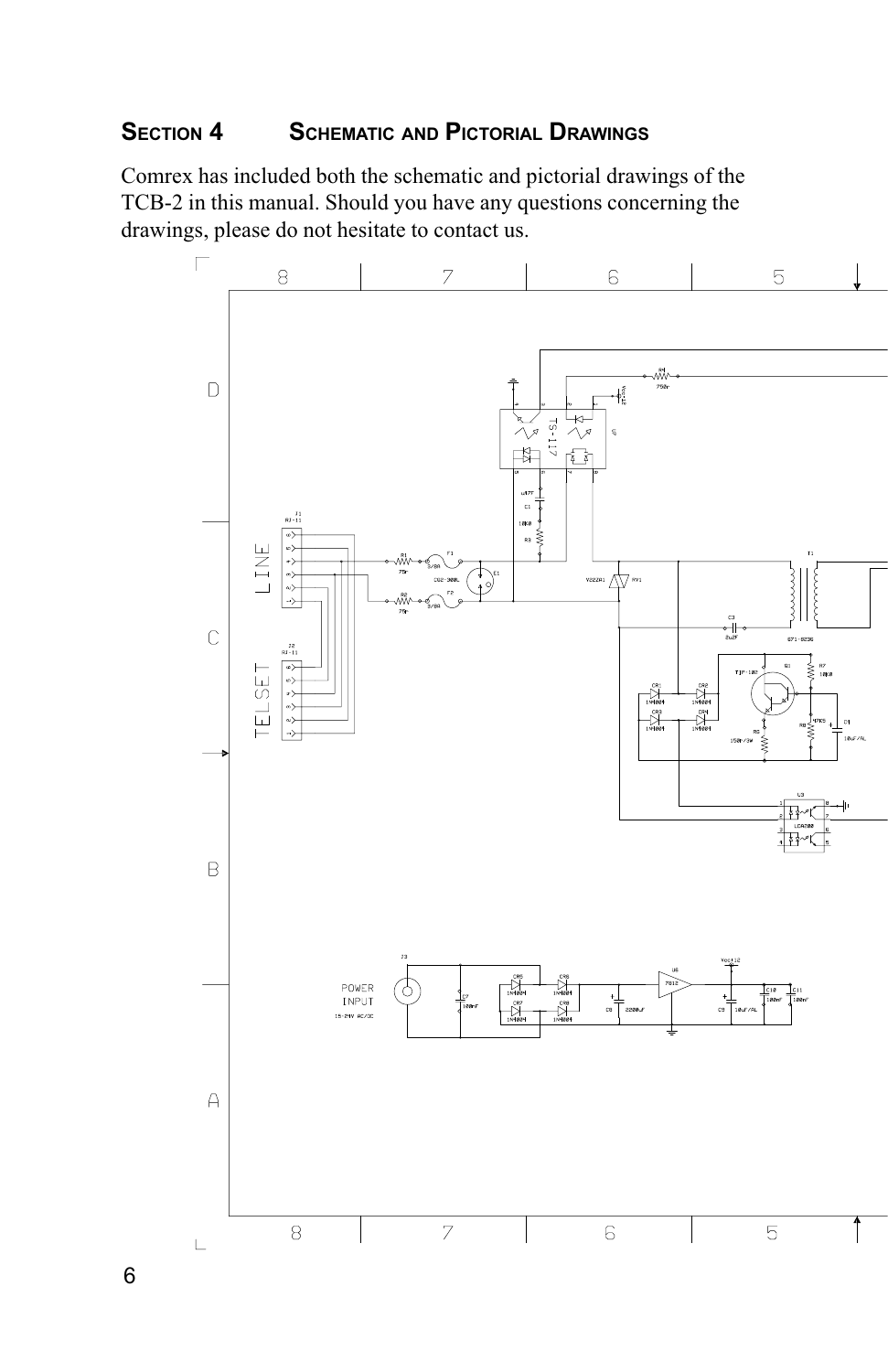## Section 4 Schematic and Pictorial Drawings

Comrex has included both the schematic and pictorial drawings of the TCB-2 in this manual. Should you have any questions concerning the drawings, please do not hesitate to contact us.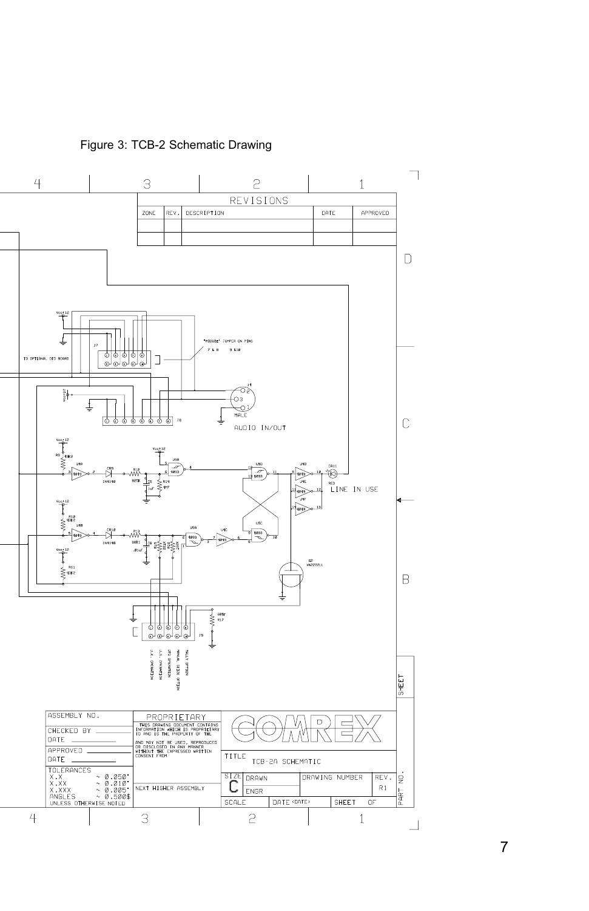Figure 3: TCB-2 Schematic Drawing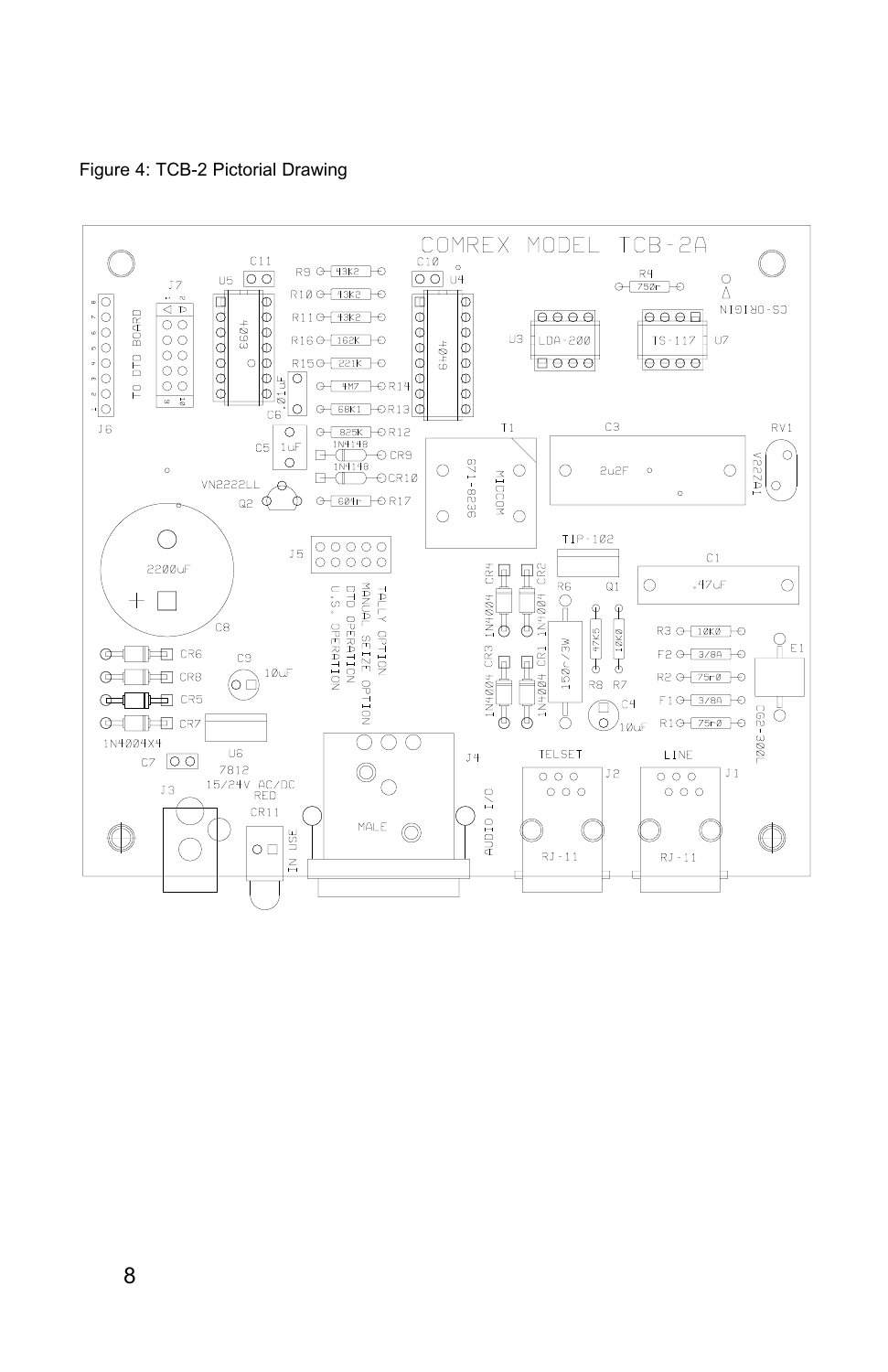Figure 4: TCB-2 Pictorial Drawing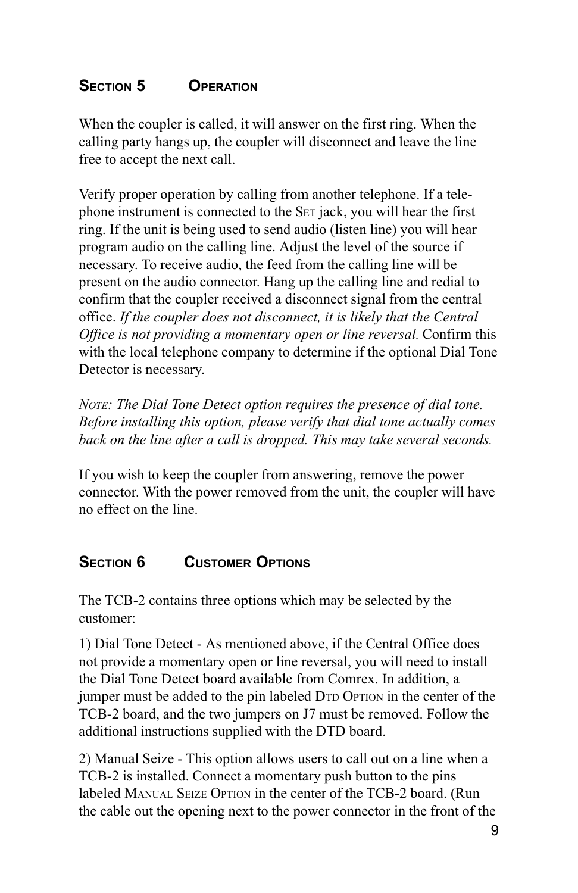## Section 5 Operation

When the coupler is called, it will answer on the first ring. When the calling party hangs up, the coupler will disconnect and leave the line free to accept the next call.

Verify proper operation by calling from another telephone. If a telephone instrument is connected to the Set jack, you will hear the first ring. If the unit is being used to send audio (listen line) you will hear program audio on the calling line. Adjust the level of the source if necessary. To receive audio, the feed from the calling line will be present on the audio connector. Hang up the calling line and redial to confirm that the coupler received a disconnect signal from the central office. *If the coupler does not disconnect, it is likely that the Central Office is not providing a momentary open or line reversal.* Confirm this with the local telephone company to determine if the optional Dial Tone Detector is necessary.

*Note: The Dial Tone Detect option requires the presence of dial tone. Before installing this option, please verify that dial tone actually comes back on the line after a call is dropped. This may take several seconds.*

If you wish to keep the coupler from answering, remove the power connector. With the power removed from the unit, the coupler will have no effect on the line.

## Section 6 Customer Options

The TCB-2 contains three options which may be selected by the customer:

1) Dial Tone Detect - As mentioned above, if the Central Office does not provide a momentary open or line reversal, you will need to install the Dial Tone Detect board available from Comrex. In addition, a jumper must be added to the pin labeled Dtd Option in the center of the TCB-2 board, and the two jumpers on J7 must be removed. Follow the additional instructions supplied with the DTD board.

2) Manual Seize - This option allows users to call out on a line when a TCB-2 is installed. Connect a momentary push button to the pins labeled Manual Seize Option in the center of the TCB-2 board. (Run the cable out the opening next to the power connector in the front of the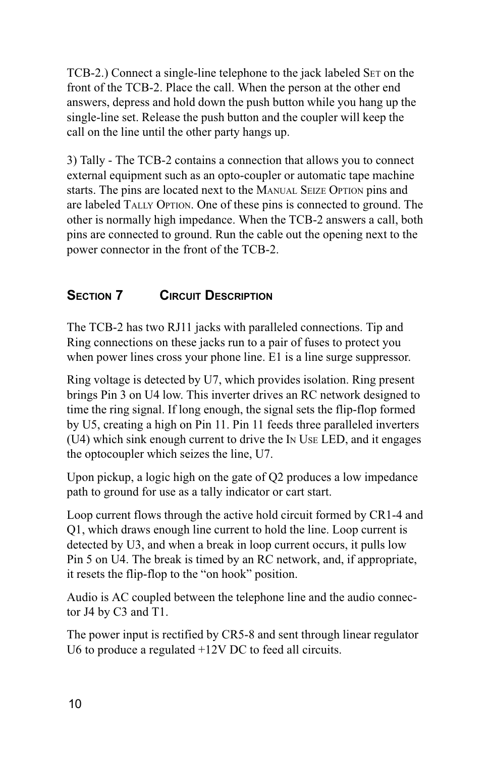TCB-2.) Connect a single-line telephone to the jack labeled Set on the front of the TCB-2. Place the call. When the person at the other end answers, depress and hold down the push button while you hang up the single-line set. Release the push button and the coupler will keep the call on the line until the other party hangs up.

3) Tally - The TCB-2 contains a connection that allows you to connect external equipment such as an opto-coupler or automatic tape machine starts. The pins are located next to the Manual Seize Option pins and are labeled Tally Option. One of these pins is connected to ground. The other is normally high impedance. When the TCB-2 answers a call, both pins are connected to ground. Run the cable out the opening next to the power connector in the front of the TCB-2.

## Section 7 Circuit Description

The TCB-2 has two RJ11 jacks with paralleled connections. Tip and Ring connections on these jacks run to a pair of fuses to protect you when power lines cross your phone line. E1 is a line surge suppressor.

Ring voltage is detected by U7, which provides isolation. Ring present brings Pin 3 on U4 low. This inverter drives an RC network designed to time the ring signal. If long enough, the signal sets the flip-flop formed by U5, creating a high on Pin 11. Pin 11 feeds three paralleled inverters (U4) which sink enough current to drive the In Use LED, and it engages the optocoupler which seizes the line, U7.

Upon pickup, a logic high on the gate of Q2 produces a low impedance path to ground for use as a tally indicator or cart start.

Loop current flows through the active hold circuit formed by CR1-4 and Q1, which draws enough line current to hold the line. Loop current is detected by U3, and when a break in loop current occurs, it pulls low Pin 5 on U4. The break is timed by an RC network, and, if appropriate, it resets the flip-flop to the "on hook" position.

Audio is AC coupled between the telephone line and the audio connector J4 by C3 and T1.

The power input is rectified by CR5-8 and sent through linear regulator U6 to produce a regulated +12V DC to feed all circuits.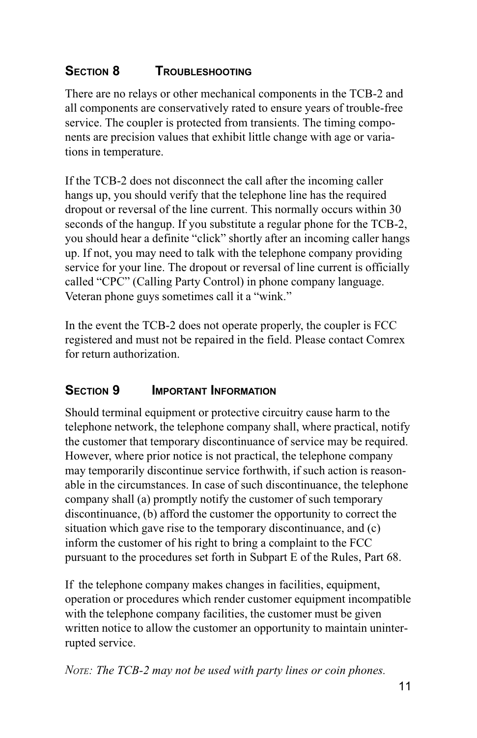## Section 8 Troubleshooting

There are no relays or other mechanical components in the TCB-2 and all components are conservatively rated to ensure years of trouble-free service. The coupler is protected from transients. The timing components are precision values that exhibit little change with age or variations in temperature.

If the TCB-2 does not disconnect the call after the incoming caller hangs up, you should verify that the telephone line has the required dropout or reversal of the line current. This normally occurs within 30 seconds of the hangup. If you substitute a regular phone for the TCB-2, you should hear a definite "click" shortly after an incoming caller hangs up. If not, you may need to talk with the telephone company providing service for your line. The dropout or reversal of line current is officially called "CPC" (Calling Party Control) in phone company language. Veteran phone guys sometimes call it a "wink."

In the event the TCB-2 does not operate properly, the coupler is FCC registered and must not be repaired in the field. Please contact Comrex for return authorization.

## Section 9 Important Information

Should terminal equipment or protective circuitry cause harm to the telephone network, the telephone company shall, where practical, notify the customer that temporary discontinuance of service may be required. However, where prior notice is not practical, the telephone company may temporarily discontinue service forthwith, if such action is reasonable in the circumstances. In case of such discontinuance, the telephone company shall (a) promptly notify the customer of such temporary discontinuance, (b) afford the customer the opportunity to correct the situation which gave rise to the temporary discontinuance, and (c) inform the customer of his right to bring a complaint to the FCC pursuant to the procedures set forth in Subpart E of the Rules, Part 68.

If the telephone company makes changes in facilities, equipment, operation or procedures which render customer equipment incompatible with the telephone company facilities, the customer must be given written notice to allow the customer an opportunity to maintain uninterrupted service.

*Note: The TCB-2 may not be used with party lines or coin phones.*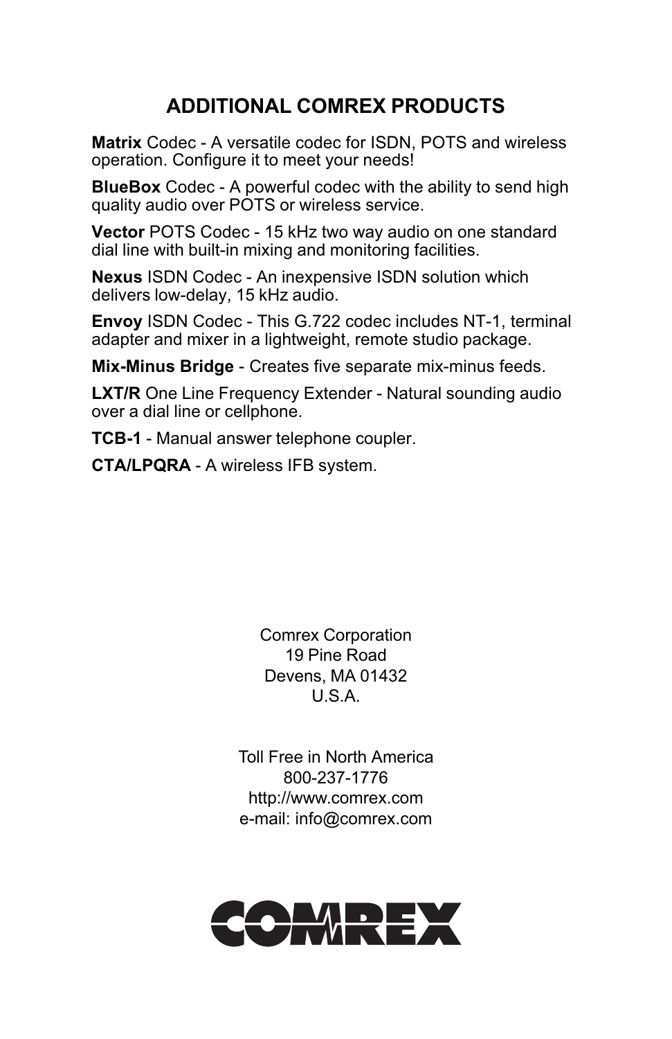## ADDITIONAL COMREX PRODUCTS

**Matrix** Codec - A versatile codec for ISDN, POTS and wireless operation. Configure it to meet your needs!

**BlueBox** Codec - A powerful codec with the ability to send high quality audio over POTS or wireless service.

**Vector** POTS Codec - 15 kHz two way audio on one standard dial line with built-in mixing and monitoring facilities.

**Nexus** ISDN Codec - An inexpensive ISDN solution which delivers low-delay, 15 kHz audio.

**Envoy** ISDN Codec - This G.722 codec includes NT-1, terminal adapter and mixer in a lightweight, remote studio package.

**Mix-Minus Bridge** - Creates five separate mix-minus feeds.

**LXT/R** One Line Frequency Extender - Natural sounding audio over a dial line or cellphone.

**TCB-1** - Manual answer telephone coupler.

**CTA/LPQRA** - A wireless IFB system.

Comrex Corporation
19 Pine Road
Devens, MA 01432
U.S.A.

Toll Free in North America
800-237-1776
http://www.comrex.com
e-mail: info@comrex.com

COMREX